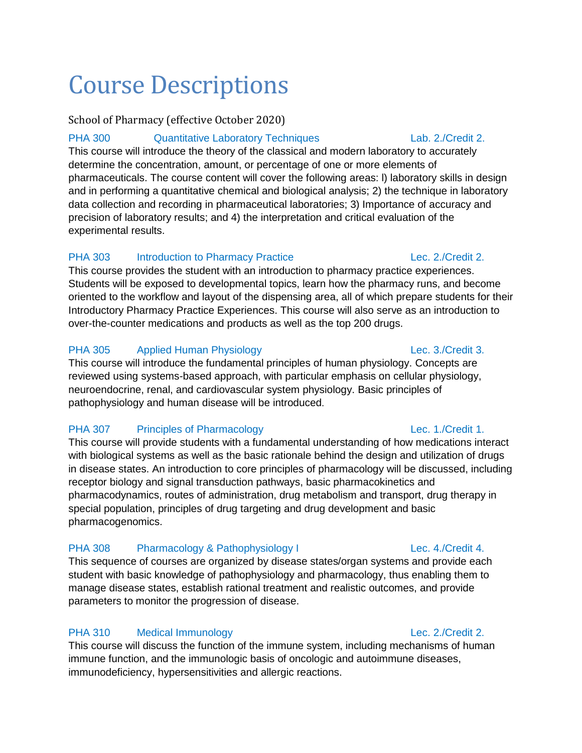# Course Descriptions

School of Pharmacy (effective October 2020)

**PHA 300 Quantitative Laboratory Techniques** Lab. 2./Credit 2.

This course will introduce the theory of the classical and modern laboratory to accurately determine the concentration, amount, or percentage of one or more elements of pharmaceuticals. The course content will cover the following areas: l) laboratory skills in design and in performing a quantitative chemical and biological analysis; 2) the technique in laboratory data collection and recording in pharmaceutical laboratories; 3) Importance of accuracy and precision of laboratory results; and 4) the interpretation and critical evaluation of the experimental results.

**PHA 303 Introduction to Pharmacy Practice** Lec. 2./Credit 2.

This course provides the student with an introduction to pharmacy practice experiences. Students will be exposed to developmental topics, learn how the pharmacy runs, and become oriented to the workflow and layout of the dispensing area, all of which prepare students for their Introductory Pharmacy Practice Experiences. This course will also serve as an introduction to over-the-counter medications and products as well as the top 200 drugs.

**PHA 305 Applied Human Physiology** Lec. 3./Credit 3.

This course will introduce the fundamental principles of human physiology. Concepts are reviewed using systems-based approach, with particular emphasis on cellular physiology, neuroendocrine, renal, and cardiovascular system physiology. Basic principles of pathophysiology and human disease will be introduced.

**PHA 307 Principles of Pharmacology** Lec. 1./Credit 1.

This course will provide students with a fundamental understanding of how medications interact with biological systems as well as the basic rationale behind the design and utilization of drugs in disease states. An introduction to core principles of pharmacology will be discussed, including receptor biology and signal transduction pathways, basic pharmacokinetics and pharmacodynamics, routes of administration, drug metabolism and transport, drug therapy in special population, principles of drug targeting and drug development and basic pharmacogenomics.

**PHA 308 Pharmacology & Pathophysiology I** Lec. 4./Credit 4.

This sequence of courses are organized by disease states/organ systems and provide each student with basic knowledge of pathophysiology and pharmacology, thus enabling them to manage disease states, establish rational treatment and realistic outcomes, and provide parameters to monitor the progression of disease.

**PHA 310 Medical Immunology** Lec. 2./Credit 2.

This course will discuss the function of the immune system, including mechanisms of human immune function, and the immunologic basis of oncologic and autoimmune diseases, immunodeficiency, hypersensitivities and allergic reactions.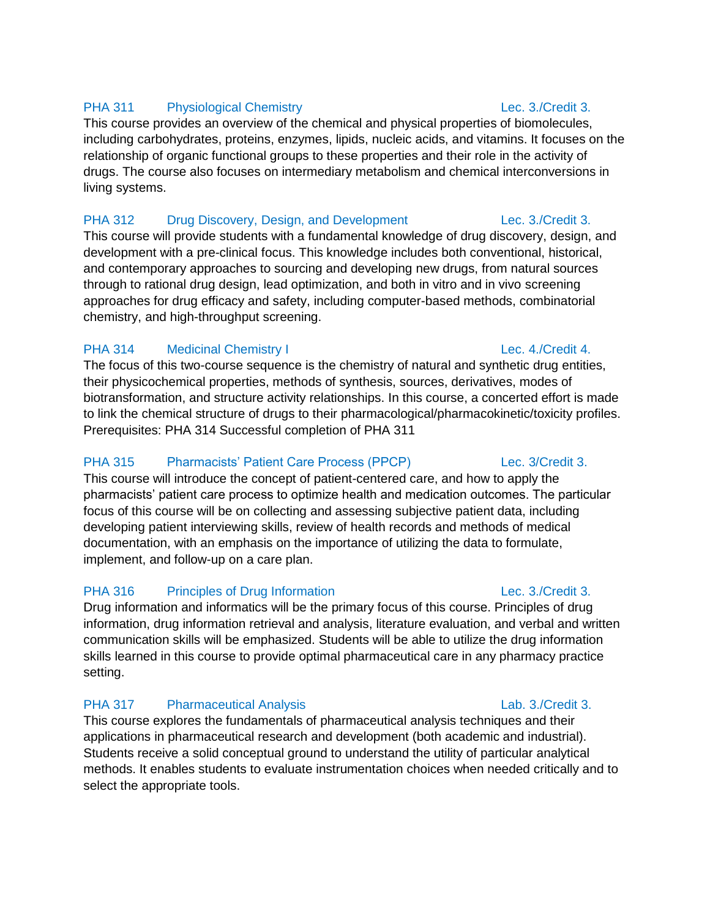**PHA 311 Physiological Chemistry** Lec. 3./Credit 3.

This course provides an overview of the chemical and physical properties of biomolecules, including carbohydrates, proteins, enzymes, lipids, nucleic acids, and vitamins. It focuses on the relationship of organic functional groups to these properties and their role in the activity of drugs. The course also focuses on intermediary metabolism and chemical interconversions in living systems.

**PHA 312 Drug Discovery, Design, and Development** Lec. 3./Credit 3.

This course will provide students with a fundamental knowledge of drug discovery, design, and development with a pre-clinical focus. This knowledge includes both conventional, historical, and contemporary approaches to sourcing and developing new drugs, from natural sources through to rational drug design, lead optimization, and both in vitro and in vivo screening approaches for drug efficacy and safety, including computer-based methods, combinatorial chemistry, and high-throughput screening.

**PHA 314 Medicinal Chemistry I** Lec. 4./Credit 4.

The focus of this two-course sequence is the chemistry of natural and synthetic drug entities, their physicochemical properties, methods of synthesis, sources, derivatives, modes of biotransformation, and structure activity relationships. In this course, a concerted effort is made to link the chemical structure of drugs to their pharmacological/pharmacokinetic/toxicity profiles.
Prerequisites: PHA 314 Successful completion of PHA 311

**PHA 315 Pharmacists' Patient Care Process (PPCP)** Lec. 3/Credit 3.

This course will introduce the concept of patient-centered care, and how to apply the pharmacists' patient care process to optimize health and medication outcomes. The particular focus of this course will be on collecting and assessing subjective patient data, including developing patient interviewing skills, review of health records and methods of medical documentation, with an emphasis on the importance of utilizing the data to formulate, implement, and follow-up on a care plan.

**PHA 316 Principles of Drug Information** Lec. 3./Credit 3.

Drug information and informatics will be the primary focus of this course. Principles of drug information, drug information retrieval and analysis, literature evaluation, and verbal and written communication skills will be emphasized. Students will be able to utilize the drug information skills learned in this course to provide optimal pharmaceutical care in any pharmacy practice setting.

**PHA 317 Pharmaceutical Analysis** Lab. 3./Credit 3.

This course explores the fundamentals of pharmaceutical analysis techniques and their applications in pharmaceutical research and development (both academic and industrial). Students receive a solid conceptual ground to understand the utility of particular analytical methods. It enables students to evaluate instrumentation choices when needed critically and to select the appropriate tools.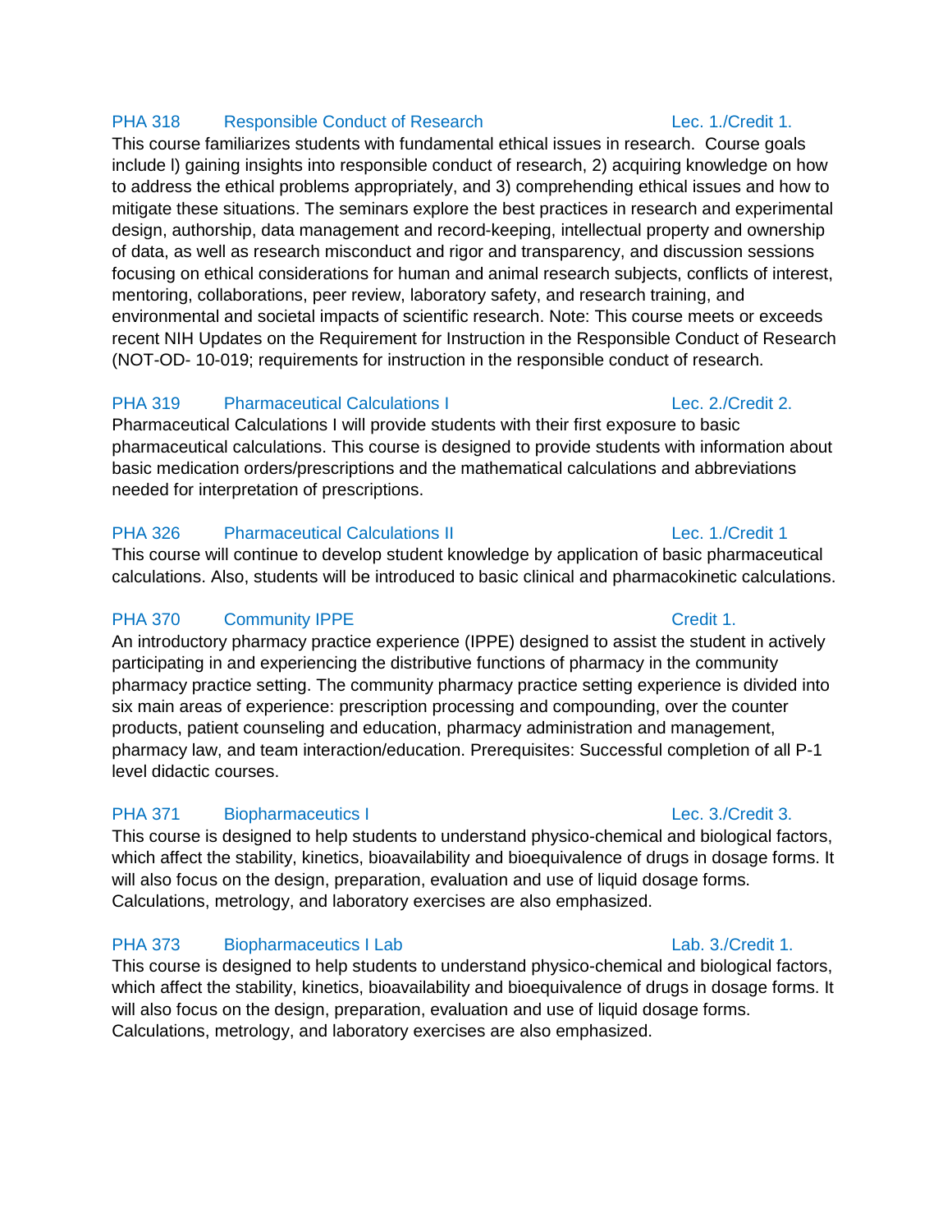**PHA 318 Responsible Conduct of Research** Lec. 1./Credit 1.

This course familiarizes students with fundamental ethical issues in research. Course goals include l) gaining insights into responsible conduct of research, 2) acquiring knowledge on how to address the ethical problems appropriately, and 3) comprehending ethical issues and how to mitigate these situations. The seminars explore the best practices in research and experimental design, authorship, data management and record-keeping, intellectual property and ownership of data, as well as research misconduct and rigor and transparency, and discussion sessions focusing on ethical considerations for human and animal research subjects, conflicts of interest, mentoring, collaborations, peer review, laboratory safety, and research training, and environmental and societal impacts of scientific research. Note: This course meets or exceeds recent NIH Updates on the Requirement for Instruction in the Responsible Conduct of Research (NOT-OD- 10-019; requirements for instruction in the responsible conduct of research.

**PHA 319 Pharmaceutical Calculations I** Lec. 2./Credit 2.

Pharmaceutical Calculations I will provide students with their first exposure to basic pharmaceutical calculations. This course is designed to provide students with information about basic medication orders/prescriptions and the mathematical calculations and abbreviations needed for interpretation of prescriptions.

**PHA 326 Pharmaceutical Calculations II** Lec. 1./Credit 1

This course will continue to develop student knowledge by application of basic pharmaceutical calculations. Also, students will be introduced to basic clinical and pharmacokinetic calculations.

**PHA 370 Community IPPE** Credit 1.

An introductory pharmacy practice experience (IPPE) designed to assist the student in actively participating in and experiencing the distributive functions of pharmacy in the community pharmacy practice setting. The community pharmacy practice setting experience is divided into six main areas of experience: prescription processing and compounding, over the counter products, patient counseling and education, pharmacy administration and management, pharmacy law, and team interaction/education. Prerequisites: Successful completion of all P-1 level didactic courses.

**PHA 371 Biopharmaceutics I** Lec. 3./Credit 3.

This course is designed to help students to understand physico-chemical and biological factors, which affect the stability, kinetics, bioavailability and bioequivalence of drugs in dosage forms. It will also focus on the design, preparation, evaluation and use of liquid dosage forms. Calculations, metrology, and laboratory exercises are also emphasized.

**PHA 373 Biopharmaceutics I Lab** Lab. 3./Credit 1.

This course is designed to help students to understand physico-chemical and biological factors, which affect the stability, kinetics, bioavailability and bioequivalence of drugs in dosage forms. It will also focus on the design, preparation, evaluation and use of liquid dosage forms. Calculations, metrology, and laboratory exercises are also emphasized.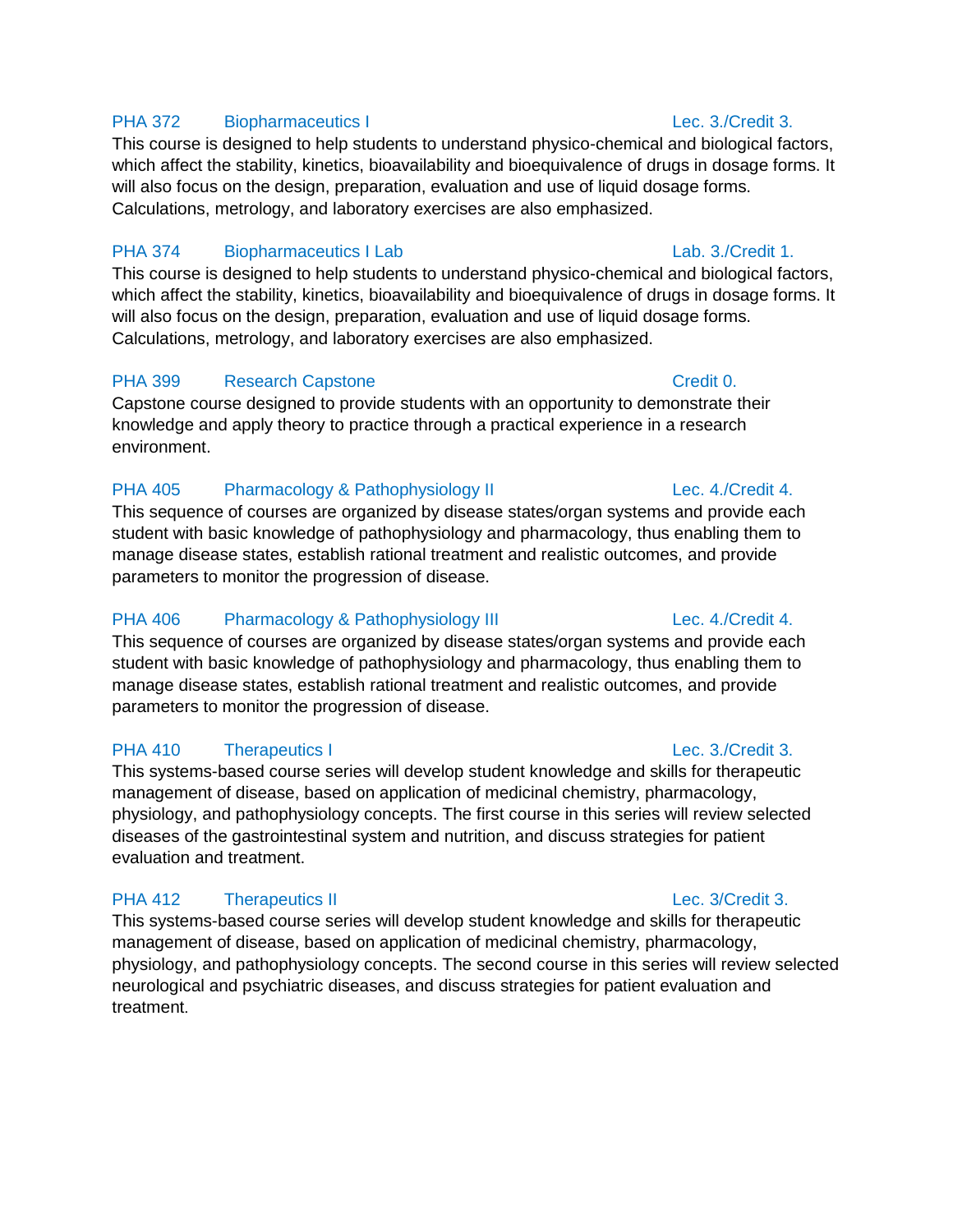**PHA 372 Biopharmaceutics I** — Lec. 3./Credit 3.

This course is designed to help students to understand physico-chemical and biological factors, which affect the stability, kinetics, bioavailability and bioequivalence of drugs in dosage forms. It will also focus on the design, preparation, evaluation and use of liquid dosage forms. Calculations, metrology, and laboratory exercises are also emphasized.

**PHA 374 Biopharmaceutics I Lab** — Lab. 3./Credit 1.

This course is designed to help students to understand physico-chemical and biological factors, which affect the stability, kinetics, bioavailability and bioequivalence of drugs in dosage forms. It will also focus on the design, preparation, evaluation and use of liquid dosage forms. Calculations, metrology, and laboratory exercises are also emphasized.

**PHA 399 Research Capstone** — Credit 0.

Capstone course designed to provide students with an opportunity to demonstrate their knowledge and apply theory to practice through a practical experience in a research environment.

**PHA 405 Pharmacology & Pathophysiology II** — Lec. 4./Credit 4.

This sequence of courses are organized by disease states/organ systems and provide each student with basic knowledge of pathophysiology and pharmacology, thus enabling them to manage disease states, establish rational treatment and realistic outcomes, and provide parameters to monitor the progression of disease.

**PHA 406 Pharmacology & Pathophysiology III** — Lec. 4./Credit 4.

This sequence of courses are organized by disease states/organ systems and provide each student with basic knowledge of pathophysiology and pharmacology, thus enabling them to manage disease states, establish rational treatment and realistic outcomes, and provide parameters to monitor the progression of disease.

**PHA 410 Therapeutics I** — Lec. 3./Credit 3.

This systems-based course series will develop student knowledge and skills for therapeutic management of disease, based on application of medicinal chemistry, pharmacology, physiology, and pathophysiology concepts. The first course in this series will review selected diseases of the gastrointestinal system and nutrition, and discuss strategies for patient evaluation and treatment.

**PHA 412 Therapeutics II** — Lec. 3/Credit 3.

This systems-based course series will develop student knowledge and skills for therapeutic management of disease, based on application of medicinal chemistry, pharmacology, physiology, and pathophysiology concepts. The second course in this series will review selected neurological and psychiatric diseases, and discuss strategies for patient evaluation and treatment.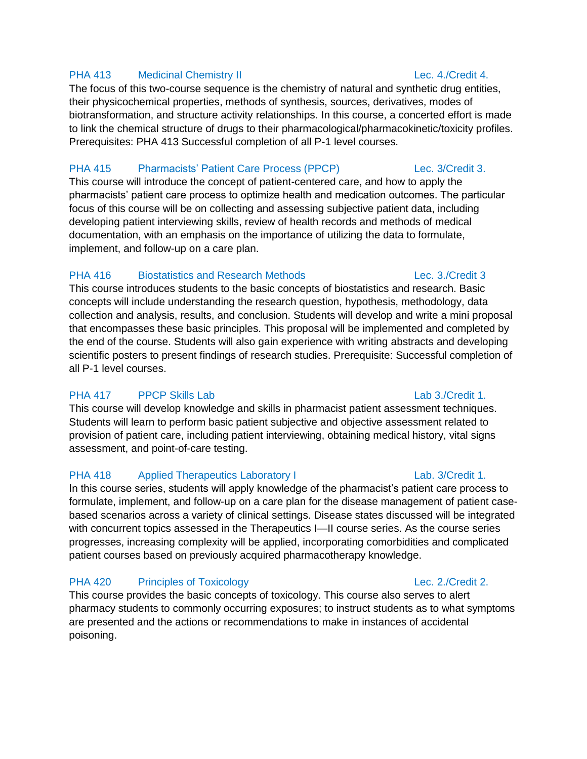**PHA 413 Medicinal Chemistry II** — Lec. 4./Credit 4.

The focus of this two-course sequence is the chemistry of natural and synthetic drug entities, their physicochemical properties, methods of synthesis, sources, derivatives, modes of biotransformation, and structure activity relationships. In this course, a concerted effort is made to link the chemical structure of drugs to their pharmacological/pharmacokinetic/toxicity profiles. Prerequisites: PHA 413 Successful completion of all P-1 level courses.

**PHA 415 Pharmacists' Patient Care Process (PPCP)** — Lec. 3/Credit 3.

This course will introduce the concept of patient-centered care, and how to apply the pharmacists' patient care process to optimize health and medication outcomes. The particular focus of this course will be on collecting and assessing subjective patient data, including developing patient interviewing skills, review of health records and methods of medical documentation, with an emphasis on the importance of utilizing the data to formulate, implement, and follow-up on a care plan.

**PHA 416 Biostatistics and Research Methods** — Lec. 3./Credit 3

This course introduces students to the basic concepts of biostatistics and research. Basic concepts will include understanding the research question, hypothesis, methodology, data collection and analysis, results, and conclusion. Students will develop and write a mini proposal that encompasses these basic principles. This proposal will be implemented and completed by the end of the course. Students will also gain experience with writing abstracts and developing scientific posters to present findings of research studies. Prerequisite: Successful completion of all P-1 level courses.

**PHA 417 PPCP Skills Lab** — Lab 3./Credit 1.

This course will develop knowledge and skills in pharmacist patient assessment techniques. Students will learn to perform basic patient subjective and objective assessment related to provision of patient care, including patient interviewing, obtaining medical history, vital signs assessment, and point-of-care testing.

**PHA 418 Applied Therapeutics Laboratory I** — Lab. 3/Credit 1.

In this course series, students will apply knowledge of the pharmacist's patient care process to formulate, implement, and follow-up on a care plan for the disease management of patient case-based scenarios across a variety of clinical settings. Disease states discussed will be integrated with concurrent topics assessed in the Therapeutics I—II course series. As the course series progresses, increasing complexity will be applied, incorporating comorbidities and complicated patient courses based on previously acquired pharmacotherapy knowledge.

**PHA 420 Principles of Toxicology** — Lec. 2./Credit 2.

This course provides the basic concepts of toxicology. This course also serves to alert pharmacy students to commonly occurring exposures; to instruct students as to what symptoms are presented and the actions or recommendations to make in instances of accidental poisoning.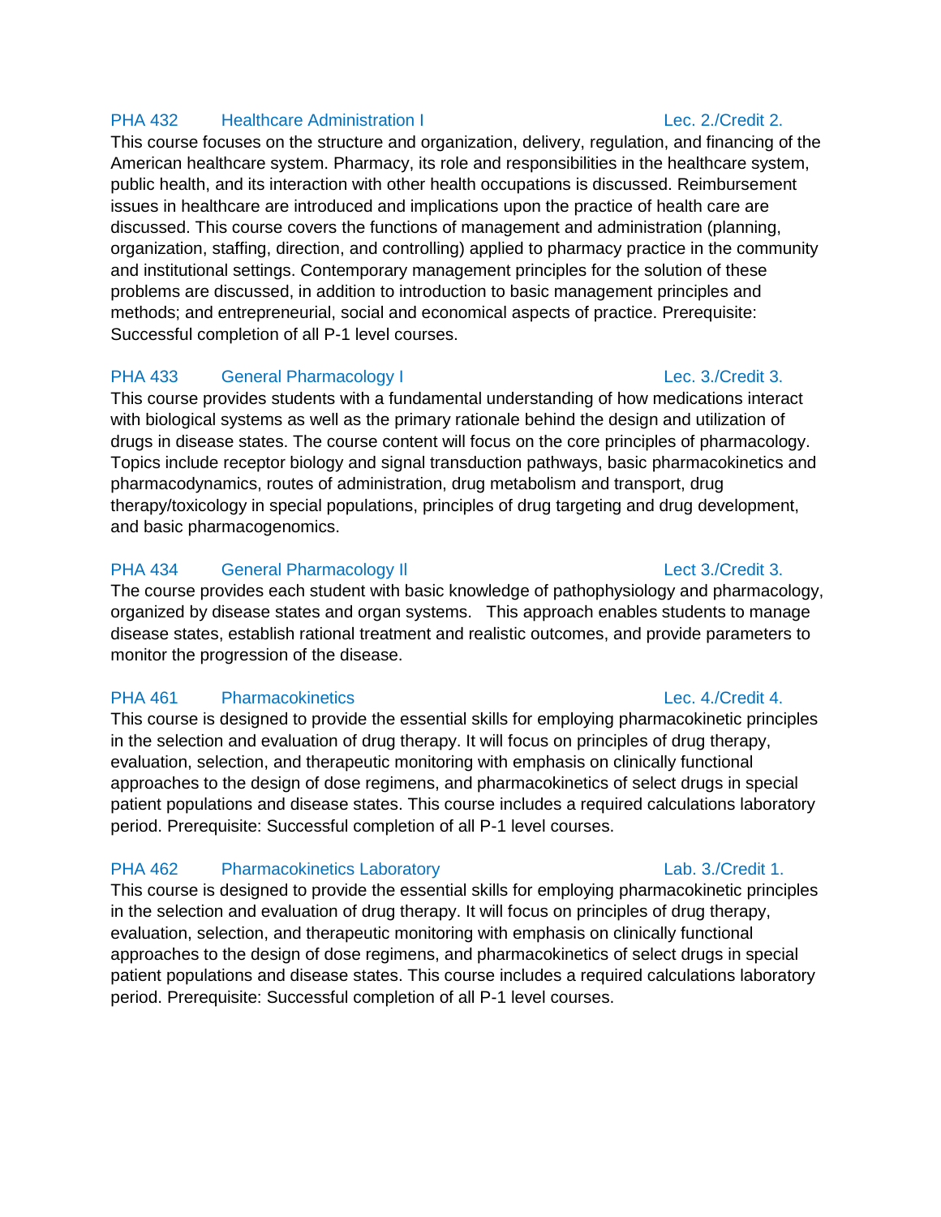**PHA 432 Healthcare Administration I** Lec. 2./Credit 2.

This course focuses on the structure and organization, delivery, regulation, and financing of the American healthcare system. Pharmacy, its role and responsibilities in the healthcare system, public health, and its interaction with other health occupations is discussed. Reimbursement issues in healthcare are introduced and implications upon the practice of health care are discussed. This course covers the functions of management and administration (planning, organization, staffing, direction, and controlling) applied to pharmacy practice in the community and institutional settings. Contemporary management principles for the solution of these problems are discussed, in addition to introduction to basic management principles and methods; and entrepreneurial, social and economical aspects of practice. Prerequisite: Successful completion of all P-1 level courses.

**PHA 433 General Pharmacology I** Lec. 3./Credit 3.

This course provides students with a fundamental understanding of how medications interact with biological systems as well as the primary rationale behind the design and utilization of drugs in disease states. The course content will focus on the core principles of pharmacology. Topics include receptor biology and signal transduction pathways, basic pharmacokinetics and pharmacodynamics, routes of administration, drug metabolism and transport, drug therapy/toxicology in special populations, principles of drug targeting and drug development, and basic pharmacogenomics.

**PHA 434 General Pharmacology II** Lect 3./Credit 3.

The course provides each student with basic knowledge of pathophysiology and pharmacology, organized by disease states and organ systems. This approach enables students to manage disease states, establish rational treatment and realistic outcomes, and provide parameters to monitor the progression of the disease.

**PHA 461 Pharmacokinetics** Lec. 4./Credit 4.

This course is designed to provide the essential skills for employing pharmacokinetic principles in the selection and evaluation of drug therapy. It will focus on principles of drug therapy, evaluation, selection, and therapeutic monitoring with emphasis on clinically functional approaches to the design of dose regimens, and pharmacokinetics of select drugs in special patient populations and disease states. This course includes a required calculations laboratory period. Prerequisite: Successful completion of all P-1 level courses.

**PHA 462 Pharmacokinetics Laboratory** Lab. 3./Credit 1.

This course is designed to provide the essential skills for employing pharmacokinetic principles in the selection and evaluation of drug therapy. It will focus on principles of drug therapy, evaluation, selection, and therapeutic monitoring with emphasis on clinically functional approaches to the design of dose regimens, and pharmacokinetics of select drugs in special patient populations and disease states. This course includes a required calculations laboratory period. Prerequisite: Successful completion of all P-1 level courses.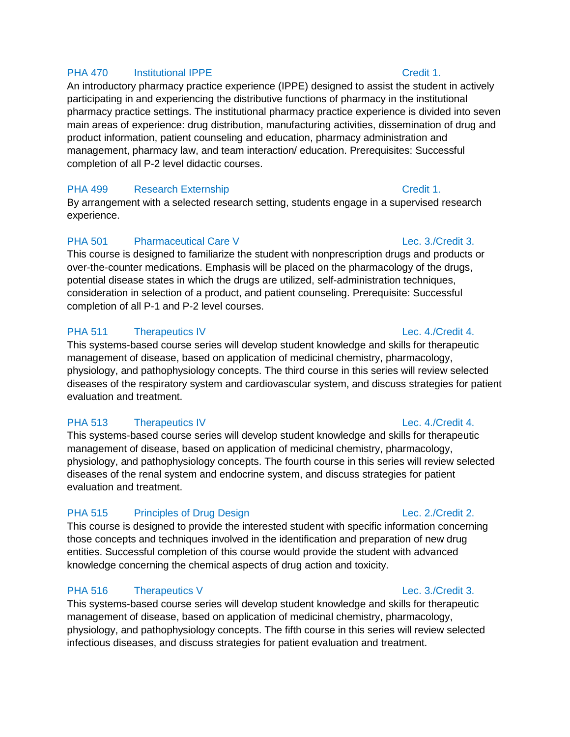**PHA 470 Institutional IPPE Credit 1.**

An introductory pharmacy practice experience (IPPE) designed to assist the student in actively participating in and experiencing the distributive functions of pharmacy in the institutional pharmacy practice settings. The institutional pharmacy practice experience is divided into seven main areas of experience: drug distribution, manufacturing activities, dissemination of drug and product information, patient counseling and education, pharmacy administration and management, pharmacy law, and team interaction/ education. Prerequisites: Successful completion of all P-2 level didactic courses.

**PHA 499 Research Externship Credit 1.**

By arrangement with a selected research setting, students engage in a supervised research experience.

**PHA 501 Pharmaceutical Care V Lec. 3./Credit 3.**

This course is designed to familiarize the student with nonprescription drugs and products or over-the-counter medications. Emphasis will be placed on the pharmacology of the drugs, potential disease states in which the drugs are utilized, self-administration techniques, consideration in selection of a product, and patient counseling. Prerequisite: Successful completion of all P-1 and P-2 level courses.

**PHA 511 Therapeutics IV Lec. 4./Credit 4.**

This systems-based course series will develop student knowledge and skills for therapeutic management of disease, based on application of medicinal chemistry, pharmacology, physiology, and pathophysiology concepts. The third course in this series will review selected diseases of the respiratory system and cardiovascular system, and discuss strategies for patient evaluation and treatment.

**PHA 513 Therapeutics IV Lec. 4./Credit 4.**

This systems-based course series will develop student knowledge and skills for therapeutic management of disease, based on application of medicinal chemistry, pharmacology, physiology, and pathophysiology concepts. The fourth course in this series will review selected diseases of the renal system and endocrine system, and discuss strategies for patient evaluation and treatment.

**PHA 515 Principles of Drug Design Lec. 2./Credit 2.**

This course is designed to provide the interested student with specific information concerning those concepts and techniques involved in the identification and preparation of new drug entities. Successful completion of this course would provide the student with advanced knowledge concerning the chemical aspects of drug action and toxicity.

**PHA 516 Therapeutics V Lec. 3./Credit 3.**

This systems-based course series will develop student knowledge and skills for therapeutic management of disease, based on application of medicinal chemistry, pharmacology, physiology, and pathophysiology concepts. The fifth course in this series will review selected infectious diseases, and discuss strategies for patient evaluation and treatment.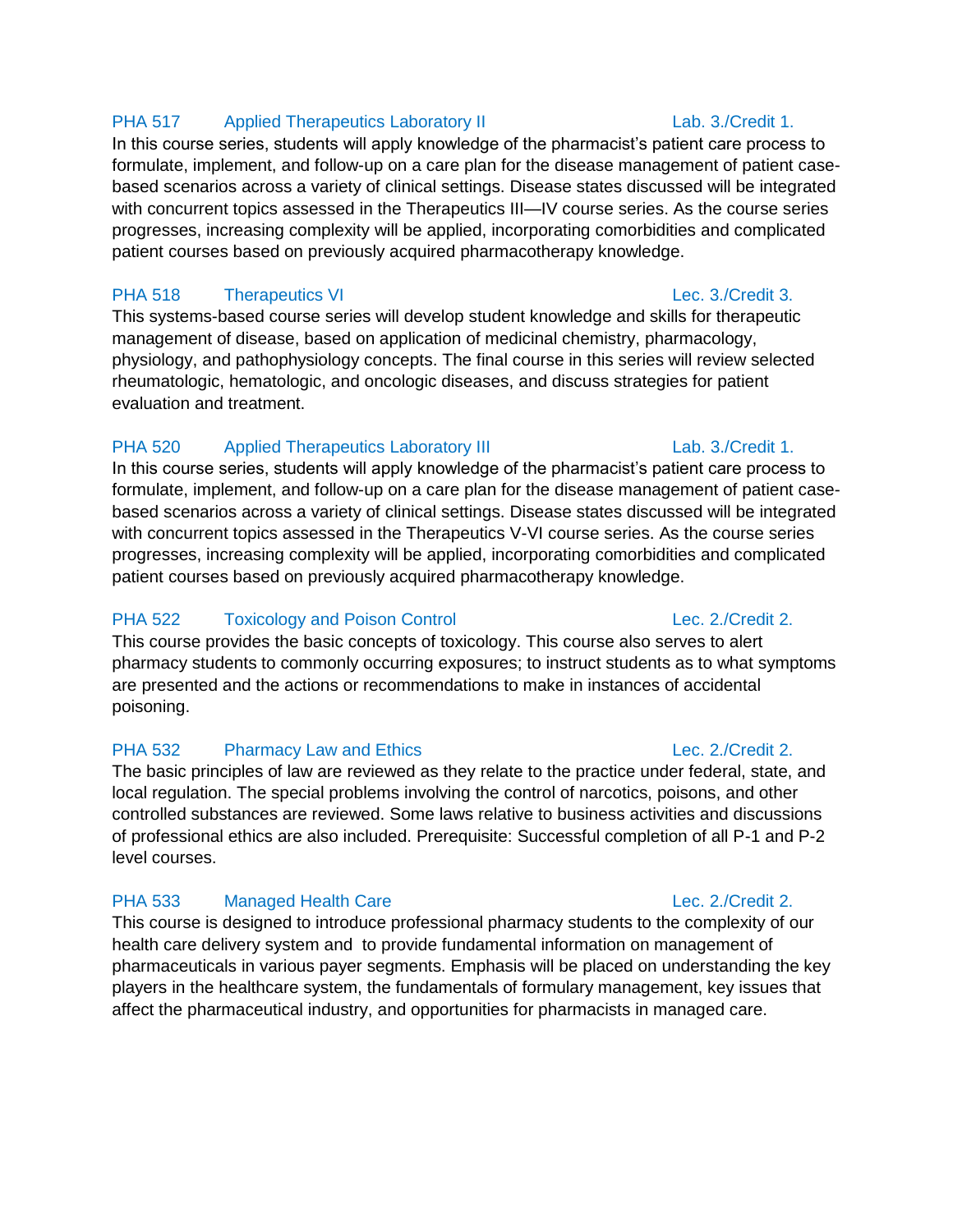### PHA 517 Applied Therapeutics Laboratory II — Lab. 3./Credit 1.

In this course series, students will apply knowledge of the pharmacist's patient care process to formulate, implement, and follow-up on a care plan for the disease management of patient case-based scenarios across a variety of clinical settings. Disease states discussed will be integrated with concurrent topics assessed in the Therapeutics III—IV course series. As the course series progresses, increasing complexity will be applied, incorporating comorbidities and complicated patient courses based on previously acquired pharmacotherapy knowledge.

### PHA 518 Therapeutics VI — Lec. 3./Credit 3.

This systems-based course series will develop student knowledge and skills for therapeutic management of disease, based on application of medicinal chemistry, pharmacology, physiology, and pathophysiology concepts. The final course in this series will review selected rheumatologic, hematologic, and oncologic diseases, and discuss strategies for patient evaluation and treatment.

### PHA 520 Applied Therapeutics Laboratory III — Lab. 3./Credit 1.

In this course series, students will apply knowledge of the pharmacist's patient care process to formulate, implement, and follow-up on a care plan for the disease management of patient case-based scenarios across a variety of clinical settings. Disease states discussed will be integrated with concurrent topics assessed in the Therapeutics V-VI course series. As the course series progresses, increasing complexity will be applied, incorporating comorbidities and complicated patient courses based on previously acquired pharmacotherapy knowledge.

### PHA 522 Toxicology and Poison Control — Lec. 2./Credit 2.

This course provides the basic concepts of toxicology. This course also serves to alert pharmacy students to commonly occurring exposures; to instruct students as to what symptoms are presented and the actions or recommendations to make in instances of accidental poisoning.

### PHA 532 Pharmacy Law and Ethics — Lec. 2./Credit 2.

The basic principles of law are reviewed as they relate to the practice under federal, state, and local regulation. The special problems involving the control of narcotics, poisons, and other controlled substances are reviewed. Some laws relative to business activities and discussions of professional ethics are also included. Prerequisite: Successful completion of all P-1 and P-2 level courses.

### PHA 533 Managed Health Care — Lec. 2./Credit 2.

This course is designed to introduce professional pharmacy students to the complexity of our health care delivery system and to provide fundamental information on management of pharmaceuticals in various payer segments. Emphasis will be placed on understanding the key players in the healthcare system, the fundamentals of formulary management, key issues that affect the pharmaceutical industry, and opportunities for pharmacists in managed care.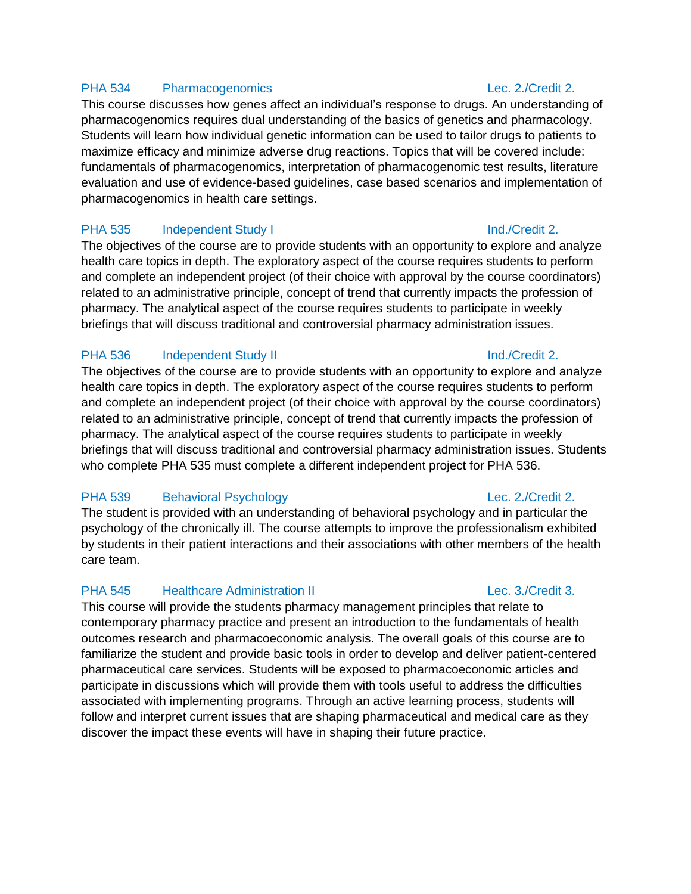### PHA 534 Pharmacogenomics — Lec. 2./Credit 2.

This course discusses how genes affect an individual's response to drugs. An understanding of pharmacogenomics requires dual understanding of the basics of genetics and pharmacology. Students will learn how individual genetic information can be used to tailor drugs to patients to maximize efficacy and minimize adverse drug reactions. Topics that will be covered include: fundamentals of pharmacogenomics, interpretation of pharmacogenomic test results, literature evaluation and use of evidence-based guidelines, case based scenarios and implementation of pharmacogenomics in health care settings.

### PHA 535 Independent Study I — Ind./Credit 2.

The objectives of the course are to provide students with an opportunity to explore and analyze health care topics in depth. The exploratory aspect of the course requires students to perform and complete an independent project (of their choice with approval by the course coordinators) related to an administrative principle, concept of trend that currently impacts the profession of pharmacy. The analytical aspect of the course requires students to participate in weekly briefings that will discuss traditional and controversial pharmacy administration issues.

### PHA 536 Independent Study II — Ind./Credit 2.

The objectives of the course are to provide students with an opportunity to explore and analyze health care topics in depth. The exploratory aspect of the course requires students to perform and complete an independent project (of their choice with approval by the course coordinators) related to an administrative principle, concept of trend that currently impacts the profession of pharmacy. The analytical aspect of the course requires students to participate in weekly briefings that will discuss traditional and controversial pharmacy administration issues. Students who complete PHA 535 must complete a different independent project for PHA 536.

### PHA 539 Behavioral Psychology — Lec. 2./Credit 2.

The student is provided with an understanding of behavioral psychology and in particular the psychology of the chronically ill. The course attempts to improve the professionalism exhibited by students in their patient interactions and their associations with other members of the health care team.

### PHA 545 Healthcare Administration II — Lec. 3./Credit 3.

This course will provide the students pharmacy management principles that relate to contemporary pharmacy practice and present an introduction to the fundamentals of health outcomes research and pharmacoeconomic analysis. The overall goals of this course are to familiarize the student and provide basic tools in order to develop and deliver patient-centered pharmaceutical care services. Students will be exposed to pharmacoeconomic articles and participate in discussions which will provide them with tools useful to address the difficulties associated with implementing programs. Through an active learning process, students will follow and interpret current issues that are shaping pharmaceutical and medical care as they discover the impact these events will have in shaping their future practice.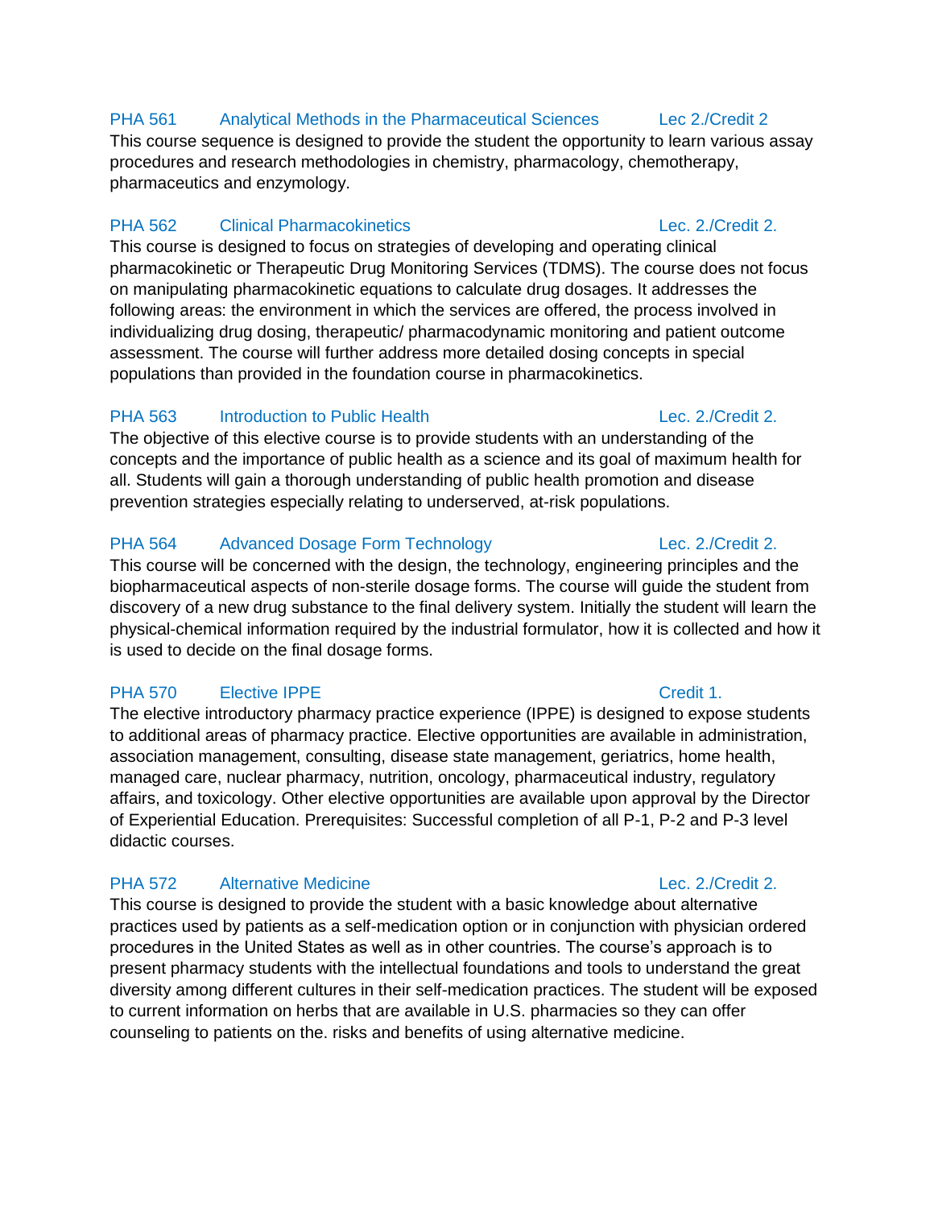### PHA 561 Analytical Methods in the Pharmaceutical Sciences Lec 2./Credit 2

This course sequence is designed to provide the student the opportunity to learn various assay procedures and research methodologies in chemistry, pharmacology, chemotherapy, pharmaceutics and enzymology.

### PHA 562 Clinical Pharmacokinetics Lec. 2./Credit 2.

This course is designed to focus on strategies of developing and operating clinical pharmacokinetic or Therapeutic Drug Monitoring Services (TDMS). The course does not focus on manipulating pharmacokinetic equations to calculate drug dosages. It addresses the following areas: the environment in which the services are offered, the process involved in individualizing drug dosing, therapeutic/ pharmacodynamic monitoring and patient outcome assessment. The course will further address more detailed dosing concepts in special populations than provided in the foundation course in pharmacokinetics.

### PHA 563 Introduction to Public Health Lec. 2./Credit 2.

The objective of this elective course is to provide students with an understanding of the concepts and the importance of public health as a science and its goal of maximum health for all. Students will gain a thorough understanding of public health promotion and disease prevention strategies especially relating to underserved, at-risk populations.

### PHA 564 Advanced Dosage Form Technology Lec. 2./Credit 2.

This course will be concerned with the design, the technology, engineering principles and the biopharmaceutical aspects of non-sterile dosage forms. The course will guide the student from discovery of a new drug substance to the final delivery system. Initially the student will learn the physical-chemical information required by the industrial formulator, how it is collected and how it is used to decide on the final dosage forms.

### PHA 570 Elective IPPE Credit 1.

The elective introductory pharmacy practice experience (IPPE) is designed to expose students to additional areas of pharmacy practice. Elective opportunities are available in administration, association management, consulting, disease state management, geriatrics, home health, managed care, nuclear pharmacy, nutrition, oncology, pharmaceutical industry, regulatory affairs, and toxicology. Other elective opportunities are available upon approval by the Director of Experiential Education. Prerequisites: Successful completion of all P-1, P-2 and P-3 level didactic courses.

### PHA 572 Alternative Medicine Lec. 2./Credit 2.

This course is designed to provide the student with a basic knowledge about alternative practices used by patients as a self-medication option or in conjunction with physician ordered procedures in the United States as well as in other countries. The course's approach is to present pharmacy students with the intellectual foundations and tools to understand the great diversity among different cultures in their self-medication practices. The student will be exposed to current information on herbs that are available in U.S. pharmacies so they can offer counseling to patients on the. risks and benefits of using alternative medicine.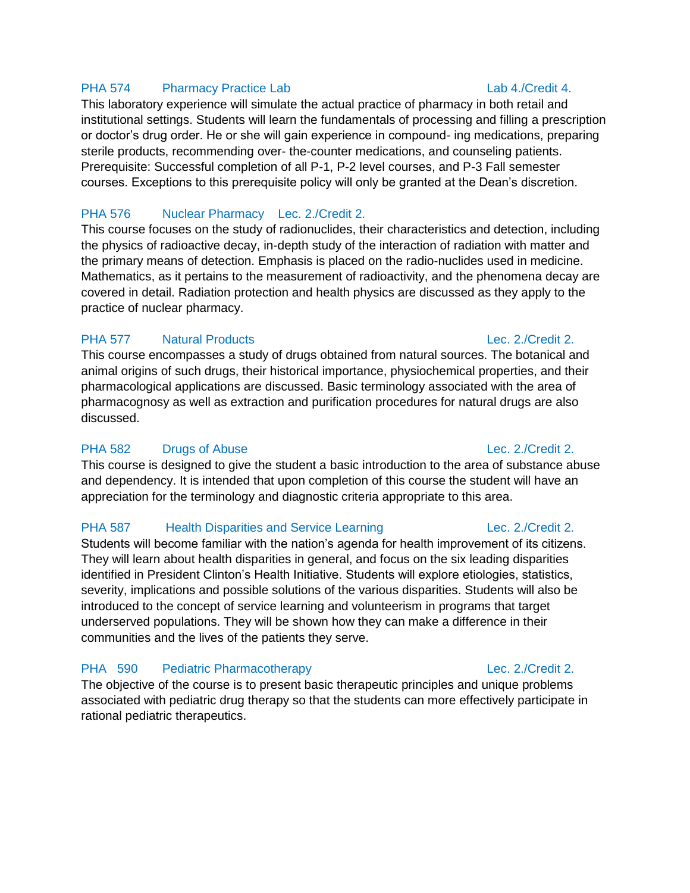### PHA 574 Pharmacy Practice Lab — Lab 4./Credit 4.

This laboratory experience will simulate the actual practice of pharmacy in both retail and institutional settings. Students will learn the fundamentals of processing and filling a prescription or doctor's drug order. He or she will gain experience in compound- ing medications, preparing sterile products, recommending over- the-counter medications, and counseling patients. Prerequisite: Successful completion of all P-1, P-2 level courses, and P-3 Fall semester courses. Exceptions to this prerequisite policy will only be granted at the Dean's discretion.

### PHA 576 Nuclear Pharmacy — Lec. 2./Credit 2.

This course focuses on the study of radionuclides, their characteristics and detection, including the physics of radioactive decay, in-depth study of the interaction of radiation with matter and the primary means of detection. Emphasis is placed on the radio-nuclides used in medicine. Mathematics, as it pertains to the measurement of radioactivity, and the phenomena decay are covered in detail. Radiation protection and health physics are discussed as they apply to the practice of nuclear pharmacy.

### PHA 577 Natural Products — Lec. 2./Credit 2.

This course encompasses a study of drugs obtained from natural sources. The botanical and animal origins of such drugs, their historical importance, physiochemical properties, and their pharmacological applications are discussed. Basic terminology associated with the area of pharmacognosy as well as extraction and purification procedures for natural drugs are also discussed.

### PHA 582 Drugs of Abuse — Lec. 2./Credit 2.

This course is designed to give the student a basic introduction to the area of substance abuse and dependency. It is intended that upon completion of this course the student will have an appreciation for the terminology and diagnostic criteria appropriate to this area.

### PHA 587 Health Disparities and Service Learning — Lec. 2./Credit 2.

Students will become familiar with the nation's agenda for health improvement of its citizens. They will learn about health disparities in general, and focus on the six leading disparities identified in President Clinton's Health Initiative. Students will explore etiologies, statistics, severity, implications and possible solutions of the various disparities. Students will also be introduced to the concept of service learning and volunteerism in programs that target underserved populations. They will be shown how they can make a difference in their communities and the lives of the patients they serve.

### PHA 590 Pediatric Pharmacotherapy — Lec. 2./Credit 2.

The objective of the course is to present basic therapeutic principles and unique problems associated with pediatric drug therapy so that the students can more effectively participate in rational pediatric therapeutics.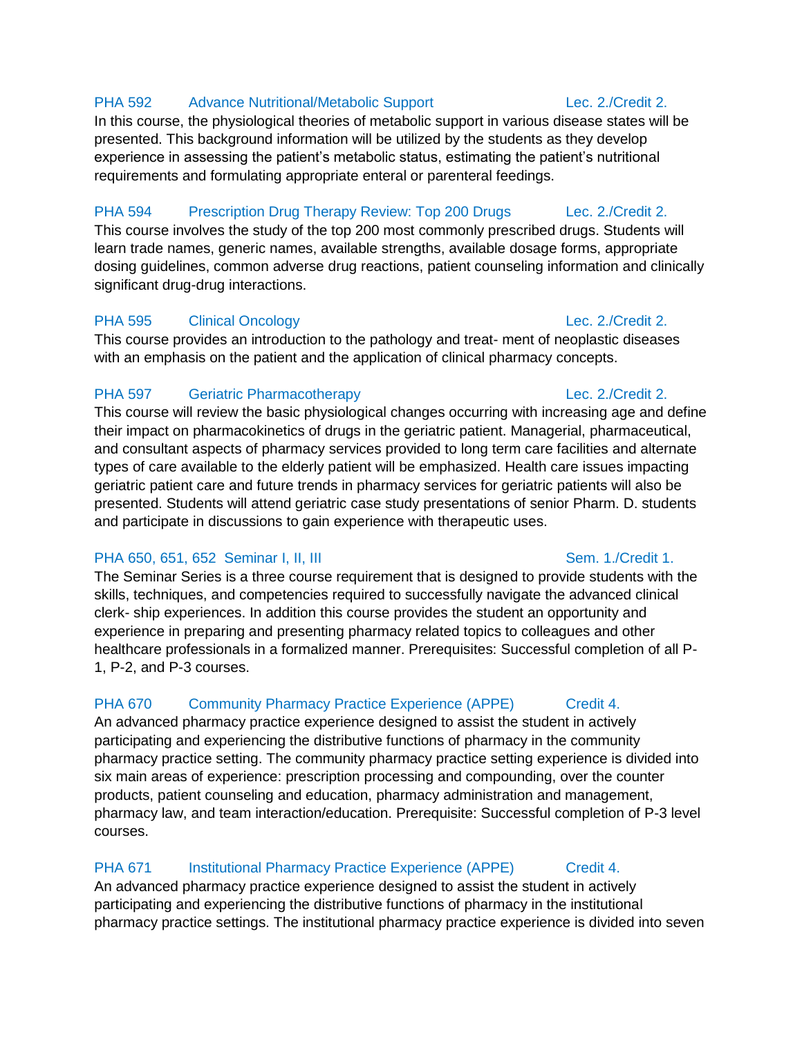### PHA 592 Advance Nutritional/Metabolic Support — Lec. 2./Credit 2.

In this course, the physiological theories of metabolic support in various disease states will be presented. This background information will be utilized by the students as they develop experience in assessing the patient's metabolic status, estimating the patient's nutritional requirements and formulating appropriate enteral or parenteral feedings.

### PHA 594 Prescription Drug Therapy Review: Top 200 Drugs — Lec. 2./Credit 2.

This course involves the study of the top 200 most commonly prescribed drugs. Students will learn trade names, generic names, available strengths, available dosage forms, appropriate dosing guidelines, common adverse drug reactions, patient counseling information and clinically significant drug-drug interactions.

### PHA 595 Clinical Oncology — Lec. 2./Credit 2.

This course provides an introduction to the pathology and treat- ment of neoplastic diseases with an emphasis on the patient and the application of clinical pharmacy concepts.

### PHA 597 Geriatric Pharmacotherapy — Lec. 2./Credit 2.

This course will review the basic physiological changes occurring with increasing age and define their impact on pharmacokinetics of drugs in the geriatric patient. Managerial, pharmaceutical, and consultant aspects of pharmacy services provided to long term care facilities and alternate types of care available to the elderly patient will be emphasized. Health care issues impacting geriatric patient care and future trends in pharmacy services for geriatric patients will also be presented. Students will attend geriatric case study presentations of senior Pharm. D. students and participate in discussions to gain experience with therapeutic uses.

### PHA 650, 651, 652 Seminar I, II, III — Sem. 1./Credit 1.

The Seminar Series is a three course requirement that is designed to provide students with the skills, techniques, and competencies required to successfully navigate the advanced clinical clerk- ship experiences. In addition this course provides the student an opportunity and experience in preparing and presenting pharmacy related topics to colleagues and other healthcare professionals in a formalized manner. Prerequisites: Successful completion of all P-1, P-2, and P-3 courses.

### PHA 670 Community Pharmacy Practice Experience (APPE) — Credit 4.

An advanced pharmacy practice experience designed to assist the student in actively participating and experiencing the distributive functions of pharmacy in the community pharmacy practice setting. The community pharmacy practice setting experience is divided into six main areas of experience: prescription processing and compounding, over the counter products, patient counseling and education, pharmacy administration and management, pharmacy law, and team interaction/education. Prerequisite: Successful completion of P-3 level courses.

### PHA 671 Institutional Pharmacy Practice Experience (APPE) — Credit 4.

An advanced pharmacy practice experience designed to assist the student in actively participating and experiencing the distributive functions of pharmacy in the institutional pharmacy practice settings. The institutional pharmacy practice experience is divided into seven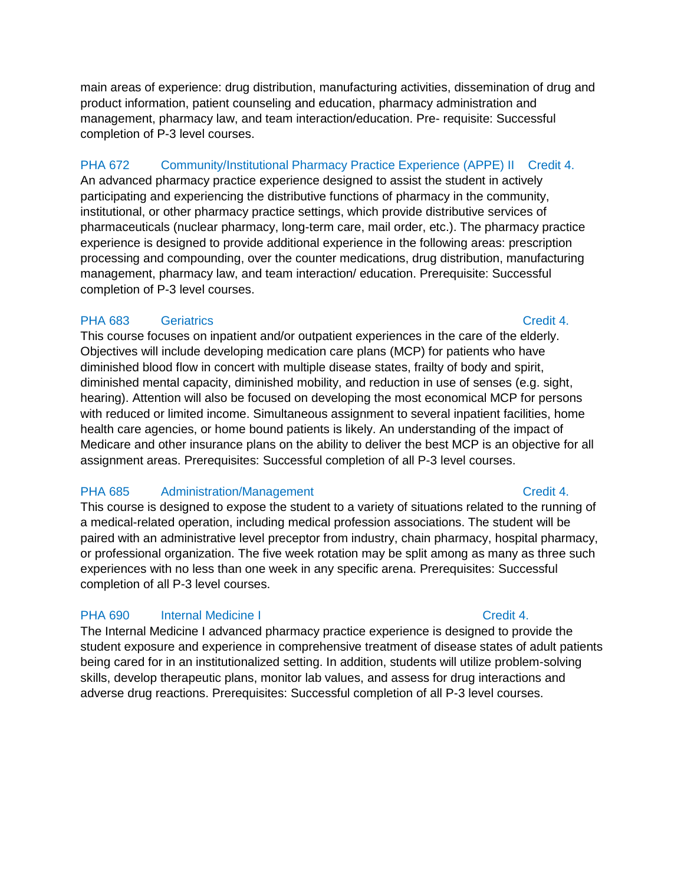main areas of experience: drug distribution, manufacturing activities, dissemination of drug and product information, patient counseling and education, pharmacy administration and management, pharmacy law, and team interaction/education. Pre- requisite: Successful completion of P-3 level courses.

### PHA 672 Community/Institutional Pharmacy Practice Experience (APPE) II Credit 4.

An advanced pharmacy practice experience designed to assist the student in actively participating and experiencing the distributive functions of pharmacy in the community, institutional, or other pharmacy practice settings, which provide distributive services of pharmaceuticals (nuclear pharmacy, long-term care, mail order, etc.). The pharmacy practice experience is designed to provide additional experience in the following areas: prescription processing and compounding, over the counter medications, drug distribution, manufacturing management, pharmacy law, and team interaction/ education. Prerequisite: Successful completion of P-3 level courses.

### PHA 683 Geriatrics Credit 4.

This course focuses on inpatient and/or outpatient experiences in the care of the elderly. Objectives will include developing medication care plans (MCP) for patients who have diminished blood flow in concert with multiple disease states, frailty of body and spirit, diminished mental capacity, diminished mobility, and reduction in use of senses (e.g. sight, hearing). Attention will also be focused on developing the most economical MCP for persons with reduced or limited income. Simultaneous assignment to several inpatient facilities, home health care agencies, or home bound patients is likely. An understanding of the impact of Medicare and other insurance plans on the ability to deliver the best MCP is an objective for all assignment areas. Prerequisites: Successful completion of all P-3 level courses.

### PHA 685 Administration/Management Credit 4.

This course is designed to expose the student to a variety of situations related to the running of a medical-related operation, including medical profession associations. The student will be paired with an administrative level preceptor from industry, chain pharmacy, hospital pharmacy, or professional organization. The five week rotation may be split among as many as three such experiences with no less than one week in any specific arena. Prerequisites: Successful completion of all P-3 level courses.

### PHA 690 Internal Medicine I Credit 4.

The Internal Medicine I advanced pharmacy practice experience is designed to provide the student exposure and experience in comprehensive treatment of disease states of adult patients being cared for in an institutionalized setting. In addition, students will utilize problem-solving skills, develop therapeutic plans, monitor lab values, and assess for drug interactions and adverse drug reactions. Prerequisites: Successful completion of all P-3 level courses.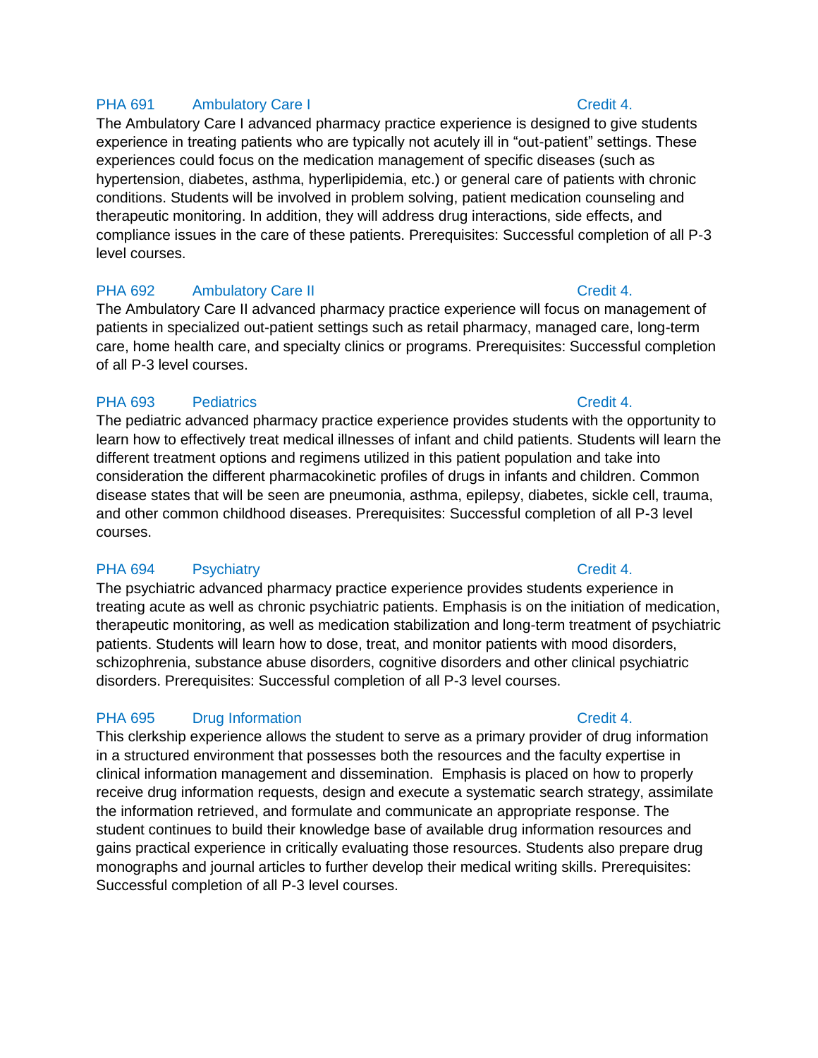### PHA 691 Ambulatory Care I — Credit 4.

The Ambulatory Care I advanced pharmacy practice experience is designed to give students experience in treating patients who are typically not acutely ill in “out-patient” settings. These experiences could focus on the medication management of specific diseases (such as hypertension, diabetes, asthma, hyperlipidemia, etc.) or general care of patients with chronic conditions. Students will be involved in problem solving, patient medication counseling and therapeutic monitoring. In addition, they will address drug interactions, side effects, and compliance issues in the care of these patients. Prerequisites: Successful completion of all P-3 level courses.

### PHA 692 Ambulatory Care II — Credit 4.

The Ambulatory Care II advanced pharmacy practice experience will focus on management of patients in specialized out-patient settings such as retail pharmacy, managed care, long-term care, home health care, and specialty clinics or programs. Prerequisites: Successful completion of all P-3 level courses.

### PHA 693 Pediatrics — Credit 4.

The pediatric advanced pharmacy practice experience provides students with the opportunity to learn how to effectively treat medical illnesses of infant and child patients. Students will learn the different treatment options and regimens utilized in this patient population and take into consideration the different pharmacokinetic profiles of drugs in infants and children. Common disease states that will be seen are pneumonia, asthma, epilepsy, diabetes, sickle cell, trauma, and other common childhood diseases. Prerequisites: Successful completion of all P-3 level courses.

### PHA 694 Psychiatry — Credit 4.

The psychiatric advanced pharmacy practice experience provides students experience in treating acute as well as chronic psychiatric patients. Emphasis is on the initiation of medication, therapeutic monitoring, as well as medication stabilization and long-term treatment of psychiatric patients. Students will learn how to dose, treat, and monitor patients with mood disorders, schizophrenia, substance abuse disorders, cognitive disorders and other clinical psychiatric disorders. Prerequisites: Successful completion of all P-3 level courses.

### PHA 695 Drug Information — Credit 4.

This clerkship experience allows the student to serve as a primary provider of drug information in a structured environment that possesses both the resources and the faculty expertise in clinical information management and dissemination. Emphasis is placed on how to properly receive drug information requests, design and execute a systematic search strategy, assimilate the information retrieved, and formulate and communicate an appropriate response. The student continues to build their knowledge base of available drug information resources and gains practical experience in critically evaluating those resources. Students also prepare drug monographs and journal articles to further develop their medical writing skills. Prerequisites: Successful completion of all P-3 level courses.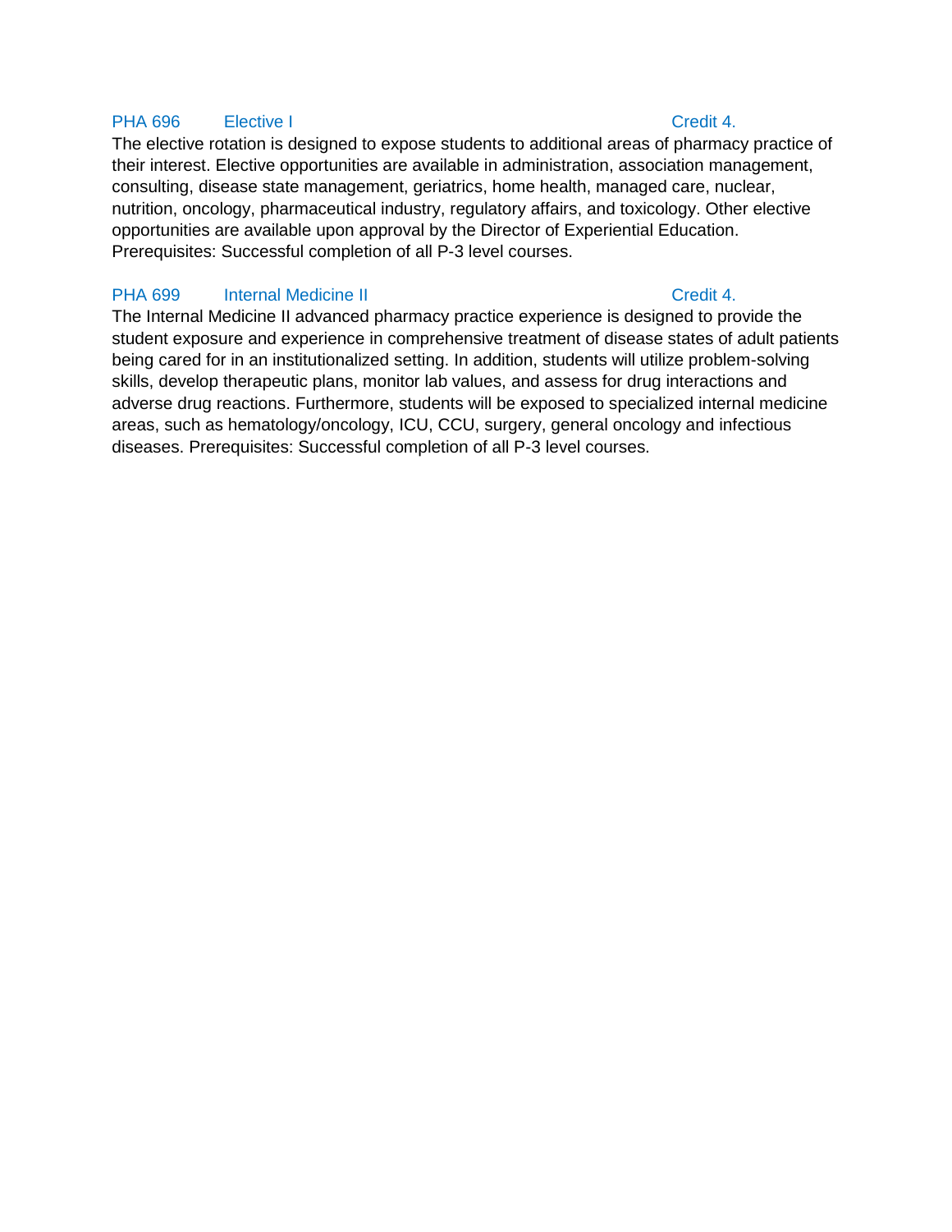### PHA 696 Elective I Credit 4.

The elective rotation is designed to expose students to additional areas of pharmacy practice of their interest. Elective opportunities are available in administration, association management, consulting, disease state management, geriatrics, home health, managed care, nuclear, nutrition, oncology, pharmaceutical industry, regulatory affairs, and toxicology. Other elective opportunities are available upon approval by the Director of Experiential Education. Prerequisites: Successful completion of all P-3 level courses.

### PHA 699 Internal Medicine II Credit 4.

The Internal Medicine II advanced pharmacy practice experience is designed to provide the student exposure and experience in comprehensive treatment of disease states of adult patients being cared for in an institutionalized setting. In addition, students will utilize problem-solving skills, develop therapeutic plans, monitor lab values, and assess for drug interactions and adverse drug reactions. Furthermore, students will be exposed to specialized internal medicine areas, such as hematology/oncology, ICU, CCU, surgery, general oncology and infectious diseases. Prerequisites: Successful completion of all P-3 level courses.